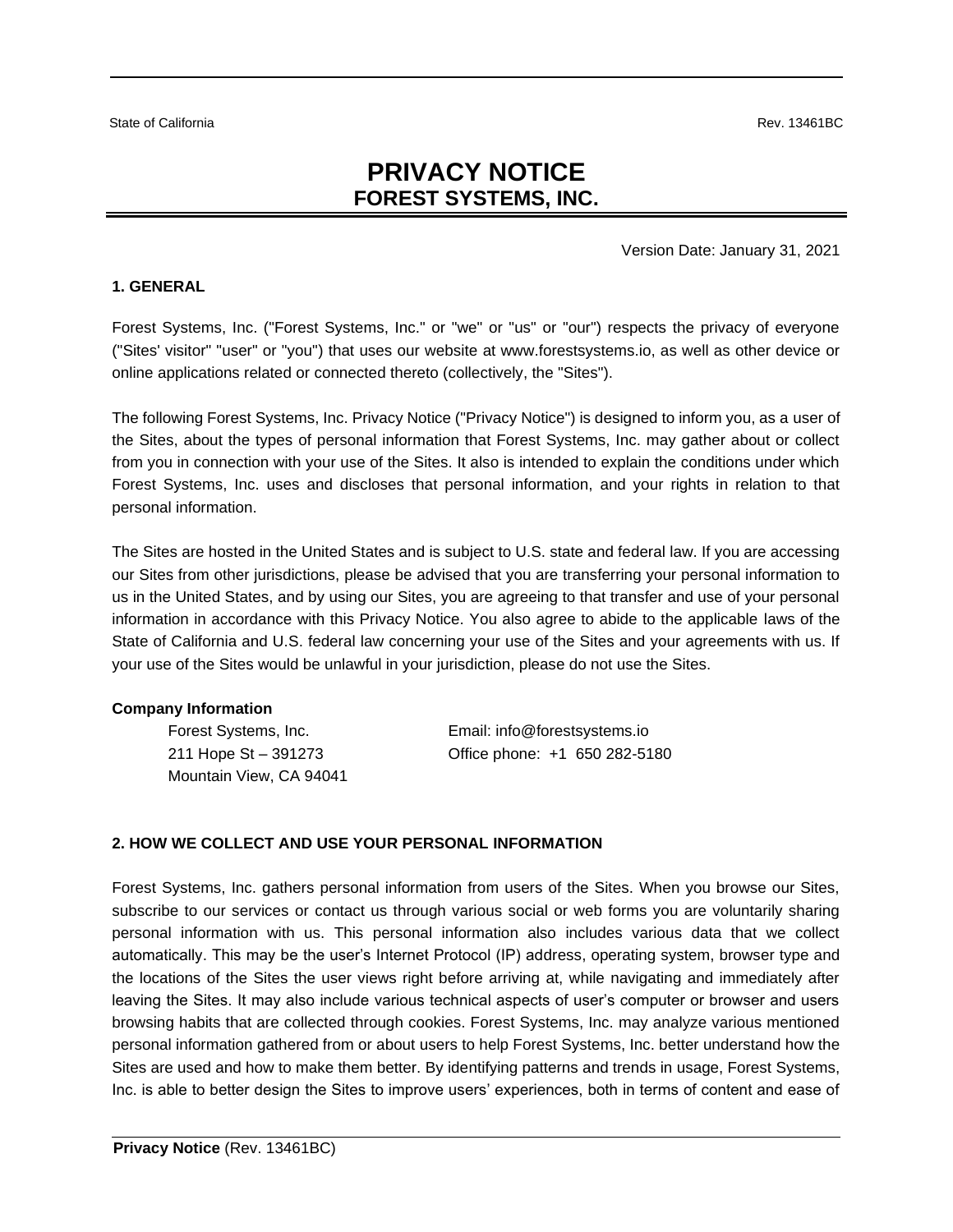State of California | Rev. 13461BC

# PRIVACY NOTICE
## FOREST SYSTEMS, INC.

Version Date: January 31, 2021

### 1. GENERAL

Forest Systems, Inc. ("Forest Systems, Inc." or "we" or "us" or "our") respects the privacy of everyone ("Sites' visitor" "user" or "you") that uses our website at www.forestsystems.io, as well as other device or online applications related or connected thereto (collectively, the "Sites").

The following Forest Systems, Inc. Privacy Notice ("Privacy Notice") is designed to inform you, as a user of the Sites, about the types of personal information that Forest Systems, Inc. may gather about or collect from you in connection with your use of the Sites. It also is intended to explain the conditions under which Forest Systems, Inc. uses and discloses that personal information, and your rights in relation to that personal information.

The Sites are hosted in the United States and is subject to U.S. state and federal law. If you are accessing our Sites from other jurisdictions, please be advised that you are transferring your personal information to us in the United States, and by using our Sites, you are agreeing to that transfer and use of your personal information in accordance with this Privacy Notice. You also agree to abide to the applicable laws of the State of California and U.S. federal law concerning your use of the Sites and your agreements with us. If your use of the Sites would be unlawful in your jurisdiction, please do not use the Sites.

**Company Information**

Forest Systems, Inc.
211 Hope St – 391273
Mountain View, CA 94041

Email: info@forestsystems.io
Office phone: +1 650 282-5180

### 2. HOW WE COLLECT AND USE YOUR PERSONAL INFORMATION

Forest Systems, Inc. gathers personal information from users of the Sites. When you browse our Sites, subscribe to our services or contact us through various social or web forms you are voluntarily sharing personal information with us. This personal information also includes various data that we collect automatically. This may be the user's Internet Protocol (IP) address, operating system, browser type and the locations of the Sites the user views right before arriving at, while navigating and immediately after leaving the Sites. It may also include various technical aspects of user's computer or browser and users browsing habits that are collected through cookies. Forest Systems, Inc. may analyze various mentioned personal information gathered from or about users to help Forest Systems, Inc. better understand how the Sites are used and how to make them better. By identifying patterns and trends in usage, Forest Systems, Inc. is able to better design the Sites to improve users' experiences, both in terms of content and ease of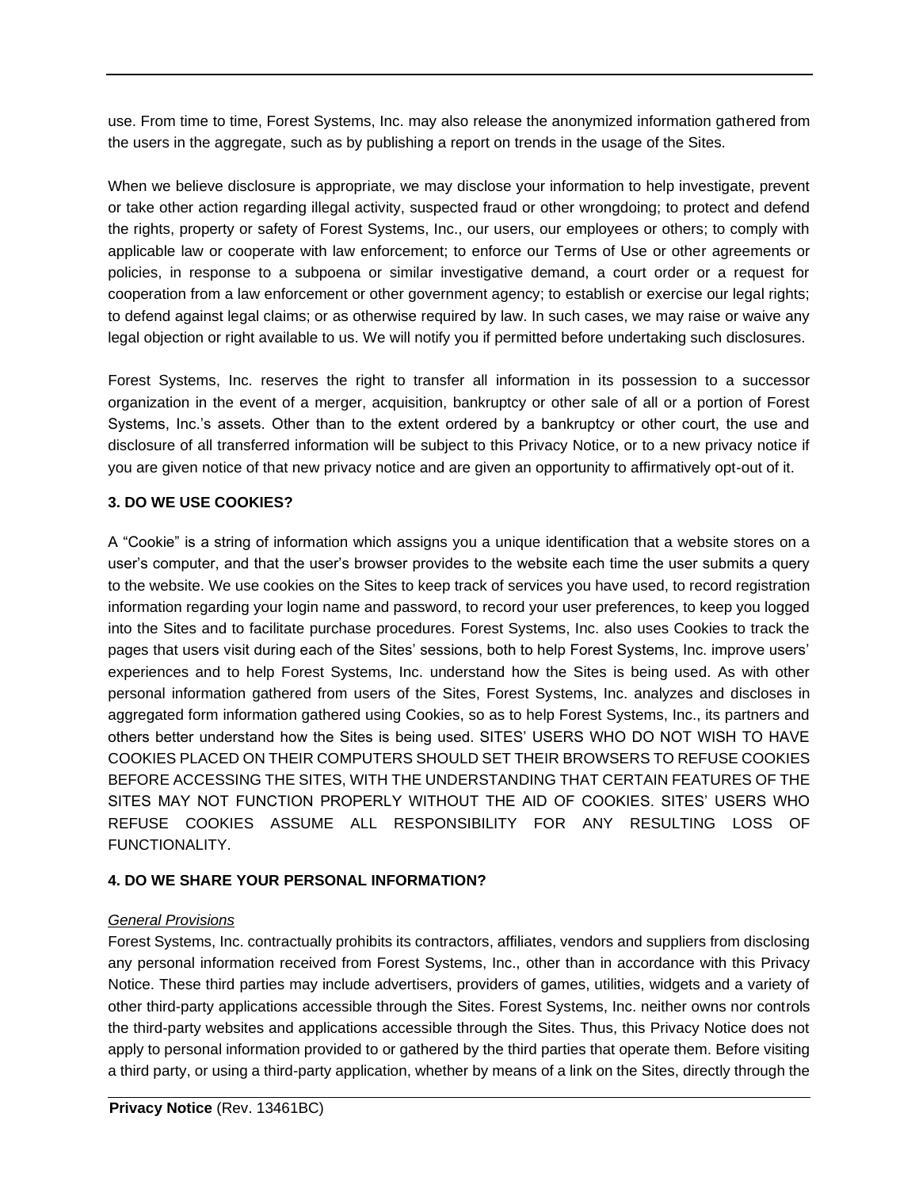use. From time to time, Forest Systems, Inc. may also release the anonymized information gathered from the users in the aggregate, such as by publishing a report on trends in the usage of the Sites.

When we believe disclosure is appropriate, we may disclose your information to help investigate, prevent or take other action regarding illegal activity, suspected fraud or other wrongdoing; to protect and defend the rights, property or safety of Forest Systems, Inc., our users, our employees or others; to comply with applicable law or cooperate with law enforcement; to enforce our Terms of Use or other agreements or policies, in response to a subpoena or similar investigative demand, a court order or a request for cooperation from a law enforcement or other government agency; to establish or exercise our legal rights; to defend against legal claims; or as otherwise required by law. In such cases, we may raise or waive any legal objection or right available to us. We will notify you if permitted before undertaking such disclosures.

Forest Systems, Inc. reserves the right to transfer all information in its possession to a successor organization in the event of a merger, acquisition, bankruptcy or other sale of all or a portion of Forest Systems, Inc.'s assets. Other than to the extent ordered by a bankruptcy or other court, the use and disclosure of all transferred information will be subject to this Privacy Notice, or to a new privacy notice if you are given notice of that new privacy notice and are given an opportunity to affirmatively opt-out of it.

**3. DO WE USE COOKIES?**

A "Cookie" is a string of information which assigns you a unique identification that a website stores on a user's computer, and that the user's browser provides to the website each time the user submits a query to the website. We use cookies on the Sites to keep track of services you have used, to record registration information regarding your login name and password, to record your user preferences, to keep you logged into the Sites and to facilitate purchase procedures. Forest Systems, Inc. also uses Cookies to track the pages that users visit during each of the Sites' sessions, both to help Forest Systems, Inc. improve users' experiences and to help Forest Systems, Inc. understand how the Sites is being used. As with other personal information gathered from users of the Sites, Forest Systems, Inc. analyzes and discloses in aggregated form information gathered using Cookies, so as to help Forest Systems, Inc., its partners and others better understand how the Sites is being used. SITES' USERS WHO DO NOT WISH TO HAVE COOKIES PLACED ON THEIR COMPUTERS SHOULD SET THEIR BROWSERS TO REFUSE COOKIES BEFORE ACCESSING THE SITES, WITH THE UNDERSTANDING THAT CERTAIN FEATURES OF THE SITES MAY NOT FUNCTION PROPERLY WITHOUT THE AID OF COOKIES. SITES' USERS WHO REFUSE COOKIES ASSUME ALL RESPONSIBILITY FOR ANY RESULTING LOSS OF FUNCTIONALITY.

**4. DO WE SHARE YOUR PERSONAL INFORMATION?**

*General Provisions*

Forest Systems, Inc. contractually prohibits its contractors, affiliates, vendors and suppliers from disclosing any personal information received from Forest Systems, Inc., other than in accordance with this Privacy Notice. These third parties may include advertisers, providers of games, utilities, widgets and a variety of other third-party applications accessible through the Sites. Forest Systems, Inc. neither owns nor controls the third-party websites and applications accessible through the Sites. Thus, this Privacy Notice does not apply to personal information provided to or gathered by the third parties that operate them. Before visiting a third party, or using a third-party application, whether by means of a link on the Sites, directly through the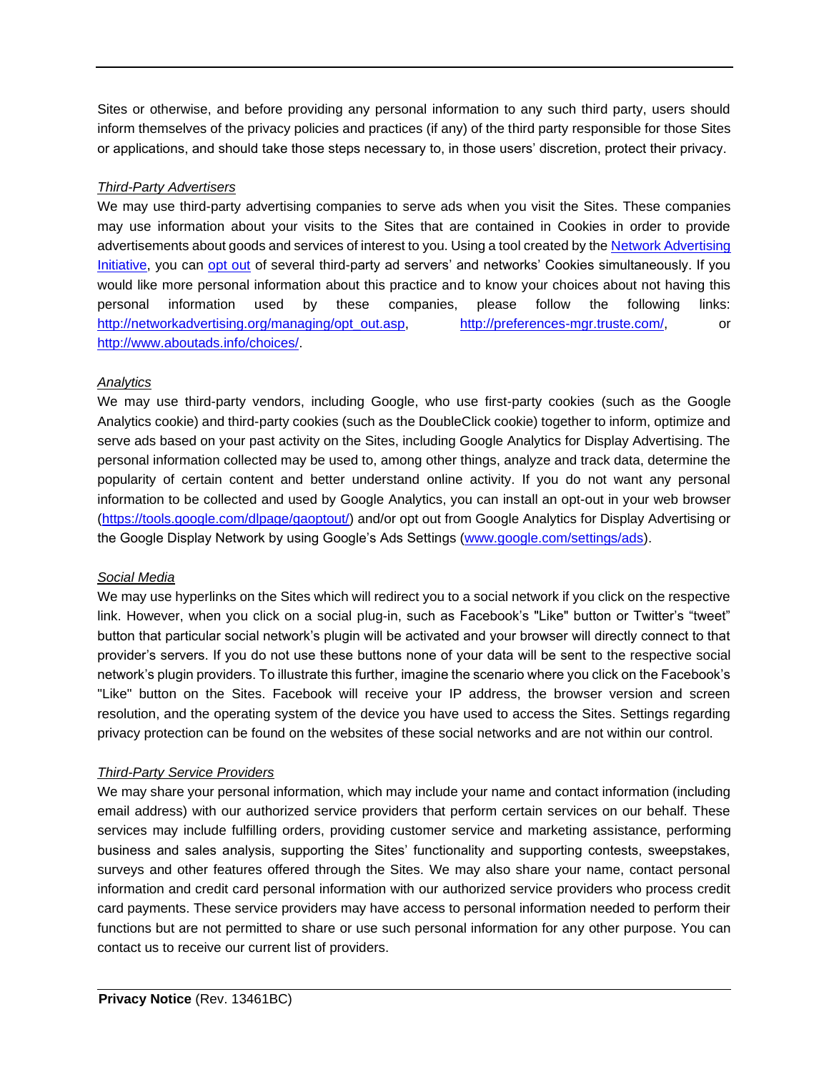Sites or otherwise, and before providing any personal information to any such third party, users should inform themselves of the privacy policies and practices (if any) of the third party responsible for those Sites or applications, and should take those steps necessary to, in those users' discretion, protect their privacy.

*Third-Party Advertisers*

We may use third-party advertising companies to serve ads when you visit the Sites. These companies may use information about your visits to the Sites that are contained in Cookies in order to provide advertisements about goods and services of interest to you. Using a tool created by the Network Advertising Initiative, you can opt out of several third-party ad servers' and networks' Cookies simultaneously. If you would like more personal information about this practice and to know your choices about not having this personal information used by these companies, please follow the following links: http://networkadvertising.org/managing/opt_out.asp, http://preferences-mgr.truste.com/, or http://www.aboutads.info/choices/.

*Analytics*

We may use third-party vendors, including Google, who use first-party cookies (such as the Google Analytics cookie) and third-party cookies (such as the DoubleClick cookie) together to inform, optimize and serve ads based on your past activity on the Sites, including Google Analytics for Display Advertising. The personal information collected may be used to, among other things, analyze and track data, determine the popularity of certain content and better understand online activity. If you do not want any personal information to be collected and used by Google Analytics, you can install an opt-out in your web browser (https://tools.google.com/dlpage/gaoptout/) and/or opt out from Google Analytics for Display Advertising or the Google Display Network by using Google's Ads Settings (www.google.com/settings/ads).

*Social Media*

We may use hyperlinks on the Sites which will redirect you to a social network if you click on the respective link. However, when you click on a social plug-in, such as Facebook's "Like" button or Twitter's "tweet" button that particular social network's plugin will be activated and your browser will directly connect to that provider's servers. If you do not use these buttons none of your data will be sent to the respective social network's plugin providers. To illustrate this further, imagine the scenario where you click on the Facebook's "Like" button on the Sites. Facebook will receive your IP address, the browser version and screen resolution, and the operating system of the device you have used to access the Sites. Settings regarding privacy protection can be found on the websites of these social networks and are not within our control.

*Third-Party Service Providers*

We may share your personal information, which may include your name and contact information (including email address) with our authorized service providers that perform certain services on our behalf. These services may include fulfilling orders, providing customer service and marketing assistance, performing business and sales analysis, supporting the Sites' functionality and supporting contests, sweepstakes, surveys and other features offered through the Sites. We may also share your name, contact personal information and credit card personal information with our authorized service providers who process credit card payments. These service providers may have access to personal information needed to perform their functions but are not permitted to share or use such personal information for any other purpose. You can contact us to receive our current list of providers.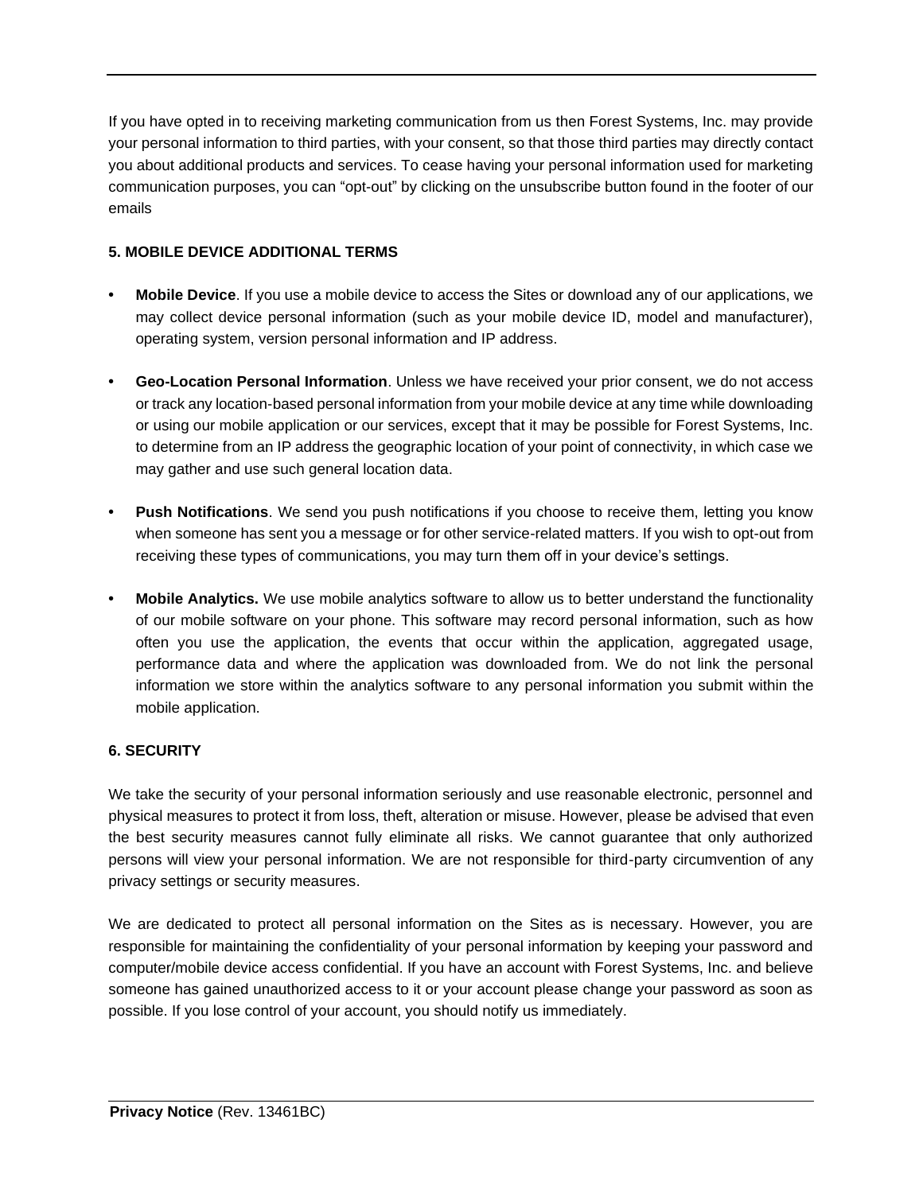If you have opted in to receiving marketing communication from us then Forest Systems, Inc. may provide your personal information to third parties, with your consent, so that those third parties may directly contact you about additional products and services. To cease having your personal information used for marketing communication purposes, you can "opt-out" by clicking on the unsubscribe button found in the footer of our emails

**5. MOBILE DEVICE ADDITIONAL TERMS**

- **Mobile Device**. If you use a mobile device to access the Sites or download any of our applications, we may collect device personal information (such as your mobile device ID, model and manufacturer), operating system, version personal information and IP address.

- **Geo-Location Personal Information**. Unless we have received your prior consent, we do not access or track any location-based personal information from your mobile device at any time while downloading or using our mobile application or our services, except that it may be possible for Forest Systems, Inc. to determine from an IP address the geographic location of your point of connectivity, in which case we may gather and use such general location data.

- **Push Notifications**. We send you push notifications if you choose to receive them, letting you know when someone has sent you a message or for other service-related matters. If you wish to opt-out from receiving these types of communications, you may turn them off in your device's settings.

- **Mobile Analytics.** We use mobile analytics software to allow us to better understand the functionality of our mobile software on your phone. This software may record personal information, such as how often you use the application, the events that occur within the application, aggregated usage, performance data and where the application was downloaded from. We do not link the personal information we store within the analytics software to any personal information you submit within the mobile application.

**6. SECURITY**

We take the security of your personal information seriously and use reasonable electronic, personnel and physical measures to protect it from loss, theft, alteration or misuse. However, please be advised that even the best security measures cannot fully eliminate all risks. We cannot guarantee that only authorized persons will view your personal information. We are not responsible for third-party circumvention of any privacy settings or security measures.

We are dedicated to protect all personal information on the Sites as is necessary. However, you are responsible for maintaining the confidentiality of your personal information by keeping your password and computer/mobile device access confidential. If you have an account with Forest Systems, Inc. and believe someone has gained unauthorized access to it or your account please change your password as soon as possible. If you lose control of your account, you should notify us immediately.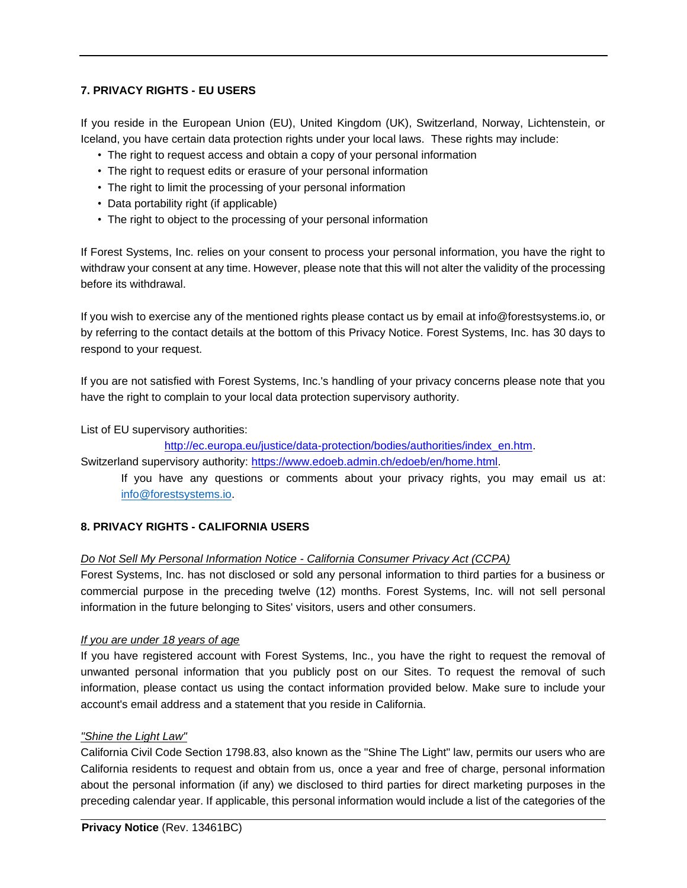## 7. PRIVACY RIGHTS - EU USERS

If you reside in the European Union (EU), United Kingdom (UK), Switzerland, Norway, Lichtenstein, or Iceland, you have certain data protection rights under your local laws. These rights may include:

- The right to request access and obtain a copy of your personal information
- The right to request edits or erasure of your personal information
- The right to limit the processing of your personal information
- Data portability right (if applicable)
- The right to object to the processing of your personal information

If Forest Systems, Inc. relies on your consent to process your personal information, you have the right to withdraw your consent at any time. However, please note that this will not alter the validity of the processing before its withdrawal.

If you wish to exercise any of the mentioned rights please contact us by email at info@forestsystems.io, or by referring to the contact details at the bottom of this Privacy Notice. Forest Systems, Inc. has 30 days to respond to your request.

If you are not satisfied with Forest Systems, Inc.'s handling of your privacy concerns please note that you have the right to complain to your local data protection supervisory authority.

List of EU supervisory authorities:
[http://ec.europa.eu/justice/data-protection/bodies/authorities/index_en.htm](http://ec.europa.eu/justice/data-protection/bodies/authorities/index_en.htm).
Switzerland supervisory authority: [https://www.edoeb.admin.ch/edoeb/en/home.html](https://www.edoeb.admin.ch/edoeb/en/home.html).

If you have any questions or comments about your privacy rights, you may email us at: [info@forestsystems.io](mailto:info@forestsystems.io).

## 8. PRIVACY RIGHTS - CALIFORNIA USERS

*Do Not Sell My Personal Information Notice - California Consumer Privacy Act (CCPA)*
Forest Systems, Inc. has not disclosed or sold any personal information to third parties for a business or commercial purpose in the preceding twelve (12) months. Forest Systems, Inc. will not sell personal information in the future belonging to Sites' visitors, users and other consumers.

*If you are under 18 years of age*
If you have registered account with Forest Systems, Inc., you have the right to request the removal of unwanted personal information that you publicly post on our Sites. To request the removal of such information, please contact us using the contact information provided below. Make sure to include your account's email address and a statement that you reside in California.

*"Shine the Light Law"*
California Civil Code Section 1798.83, also known as the "Shine The Light" law, permits our users who are California residents to request and obtain from us, once a year and free of charge, personal information about the personal information (if any) we disclosed to third parties for direct marketing purposes in the preceding calendar year. If applicable, this personal information would include a list of the categories of the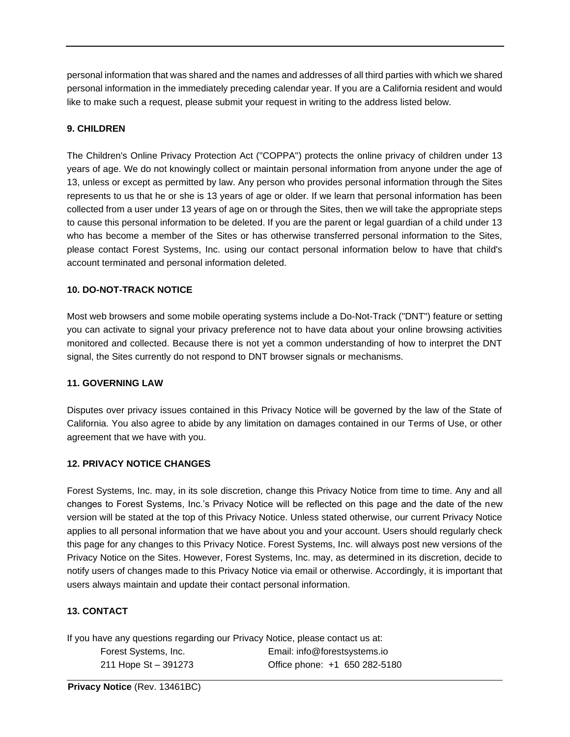personal information that was shared and the names and addresses of all third parties with which we shared personal information in the immediately preceding calendar year. If you are a California resident and would like to make such a request, please submit your request in writing to the address listed below.

**9. CHILDREN**

The Children's Online Privacy Protection Act ("COPPA") protects the online privacy of children under 13 years of age. We do not knowingly collect or maintain personal information from anyone under the age of 13, unless or except as permitted by law. Any person who provides personal information through the Sites represents to us that he or she is 13 years of age or older. If we learn that personal information has been collected from a user under 13 years of age on or through the Sites, then we will take the appropriate steps to cause this personal information to be deleted. If you are the parent or legal guardian of a child under 13 who has become a member of the Sites or has otherwise transferred personal information to the Sites, please contact Forest Systems, Inc. using our contact personal information below to have that child's account terminated and personal information deleted.

**10. DO-NOT-TRACK NOTICE**

Most web browsers and some mobile operating systems include a Do-Not-Track ("DNT") feature or setting you can activate to signal your privacy preference not to have data about your online browsing activities monitored and collected. Because there is not yet a common understanding of how to interpret the DNT signal, the Sites currently do not respond to DNT browser signals or mechanisms.

**11. GOVERNING LAW**

Disputes over privacy issues contained in this Privacy Notice will be governed by the law of the State of California. You also agree to abide by any limitation on damages contained in our Terms of Use, or other agreement that we have with you.

**12. PRIVACY NOTICE CHANGES**

Forest Systems, Inc. may, in its sole discretion, change this Privacy Notice from time to time. Any and all changes to Forest Systems, Inc.'s Privacy Notice will be reflected on this page and the date of the new version will be stated at the top of this Privacy Notice. Unless stated otherwise, our current Privacy Notice applies to all personal information that we have about you and your account. Users should regularly check this page for any changes to this Privacy Notice. Forest Systems, Inc. will always post new versions of the Privacy Notice on the Sites. However, Forest Systems, Inc. may, as determined in its discretion, decide to notify users of changes made to this Privacy Notice via email or otherwise. Accordingly, it is important that users always maintain and update their contact personal information.

**13. CONTACT**

If you have any questions regarding our Privacy Notice, please contact us at:

Forest Systems, Inc.  
211 Hope St – 391273

Email: info@forestsystems.io  
Office phone: +1 650 282-5180